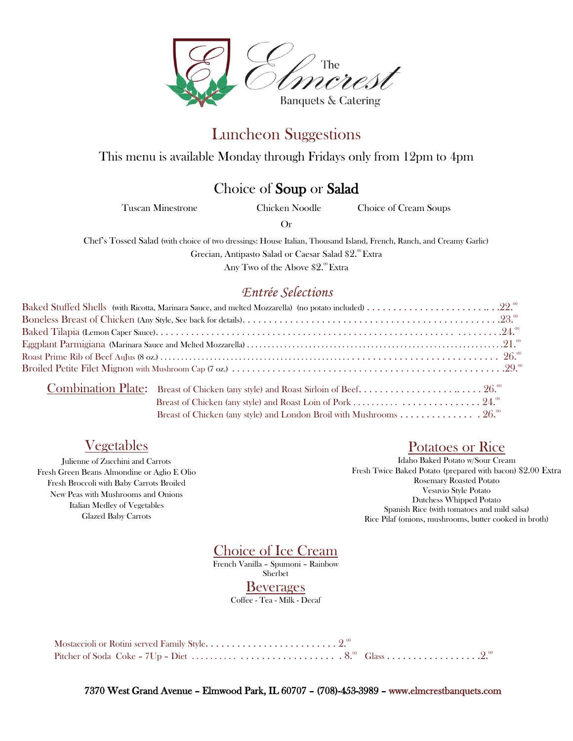# The Elmcrest

Banquets & Catering

## Luncheon Suggestions

This menu is available Monday through Fridays only from 12pm to 4pm

### Choice of **Soup** or **Salad**

Tuscan Minestrone — Chicken Noodle — Choice of Cream Soups

Or

Chef's Tossed Salad (with choice of two dressings: House Italian, Thousand Island, French, Ranch, and Creamy Garlic)

Grecian, Antipasto Salad or Caesar Salad $2.00 Extra

Any Two of the Above $2.00 Extra

### *Entrée Selections*

Baked Stuffed Shells (with Ricotta, Marinara Sauce, and melted Mozzarella) (no potato included) . . . . . 22.00

Boneless Breast of Chicken (Any Style, See back for details) . . . . . 23.00

Baked Tilapia (Lemon Caper Sauce) . . . . . 24.00

Eggplant Parmigiana (Marinara Sauce and Melted Mozzarella) . . . . . 21.00

Roast Prime Rib of Beef AuJus (8 oz.) . . . . . 26.00

Broiled Petite Filet Mignon with Mushroom Cap (7 oz.) . . . . . 29.00

**Combination Plate:**

- Breast of Chicken (any style) and Roast Sirloin of Beef . . . . . 26.00
- Breast of Chicken (any style) and Roast Loin of Pork . . . . . 24.00
- Breast of Chicken (any style) and London Broil with Mushrooms . . . . . 26.00

### Vegetables

Julienne of Zucchini and Carrots
Fresh Green Beans Almondine or Aglio E Olio
Fresh Broccoli with Baby Carrots Broiled
New Peas with Mushrooms and Onions
Italian Medley of Vegetables
Glazed Baby Carrots

### Potatoes or Rice

Idaho Baked Potato w/Sour Cream
Fresh Twice Baked Potato (prepared with bacon) $2.00 Extra
Rosemary Roasted Potato
Vesuvio Style Potato
Dutchess Whipped Potato
Spanish Rice (with tomatoes and mild salsa)
Rice Pilaf (onions, mushrooms, butter cooked in broth)

### Choice of Ice Cream

French Vanilla – Spumoni – Rainbow Sherbet

### Beverages

Coffee - Tea - Milk - Decaf

Mostaccioli or Rotini served Family Style . . . . . 2.00

Pitcher of Soda Coke – 7Up – Diet . . . . . 8.00 Glass . . . . . 2.00

7370 West Grand Avenue – Elmwood Park, IL 60707 – (708)-453-3989 – www.elmcrestbanquets.com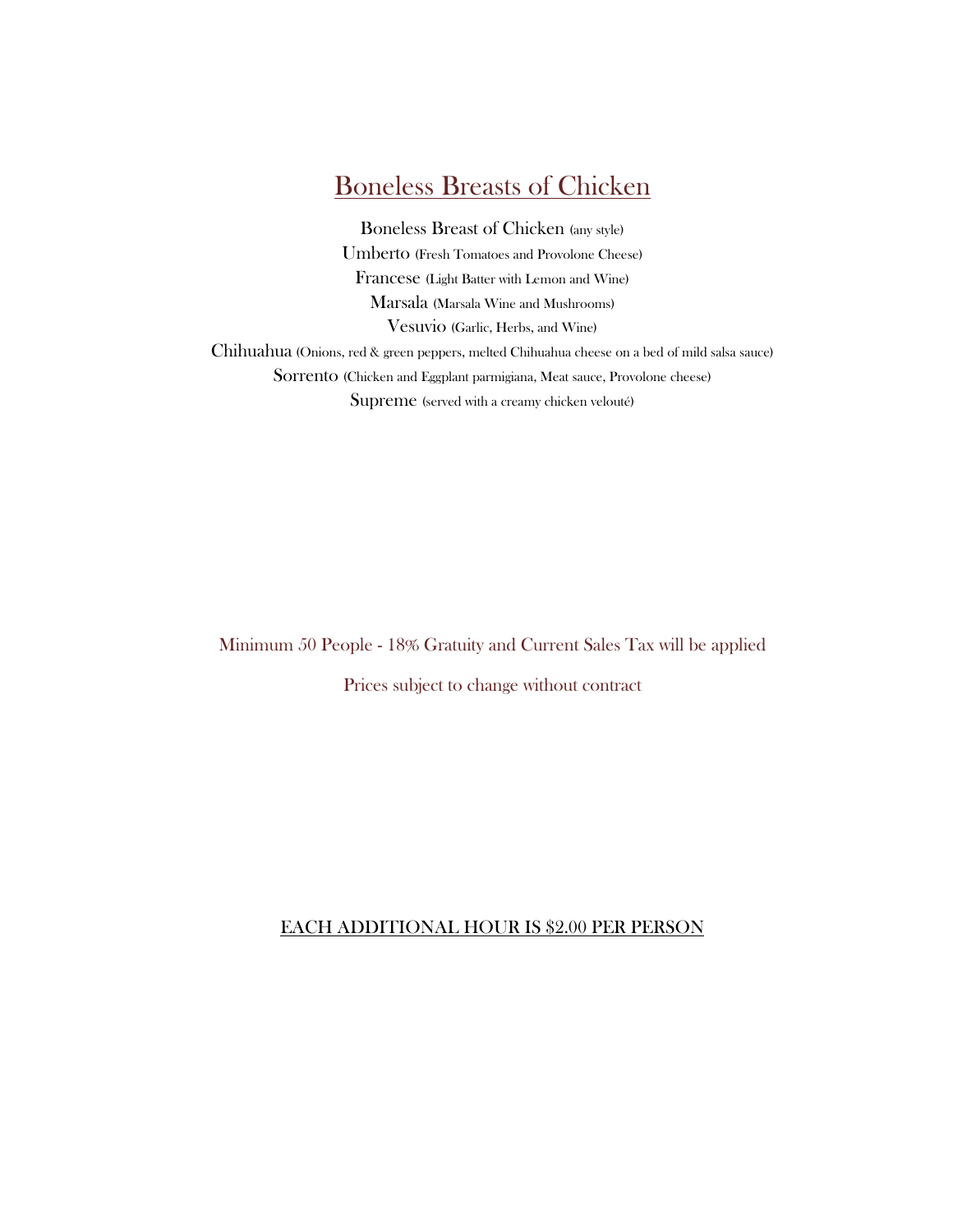## Boneless Breasts of Chicken

Boneless Breast of Chicken (any style)

Umberto (Fresh Tomatoes and Provolone Cheese)

Francese (Light Batter with Lemon and Wine)

Marsala (Marsala Wine and Mushrooms)

Vesuvio (Garlic, Herbs, and Wine)

Chihuahua (Onions, red & green peppers, melted Chihuahua cheese on a bed of mild salsa sauce)

Sorrento (Chicken and Eggplant parmigiana, Meat sauce, Provolone cheese)

Supreme (served with a creamy chicken velouté)

Minimum 50 People - 18% Gratuity and Current Sales Tax will be applied

Prices subject to change without contract

EACH ADDITIONAL HOUR IS $2.00 PER PERSON